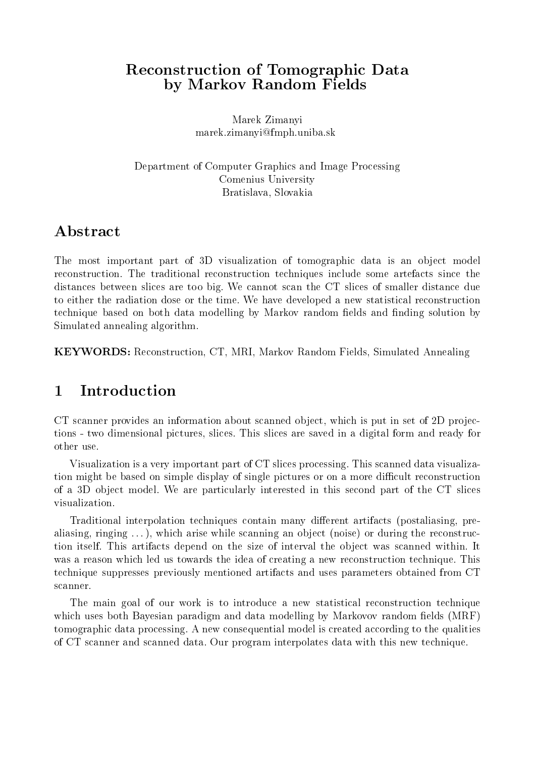# Reconstruction of Tomographic Data by Markov Random Fields

Marek Zimanyi
marek.zimanyi@fmph.uniba.sk

Department of Computer Graphics and Image Processing
Comenius University
Bratislava, Slovakia

## Abstract

The most important part of 3D visualization of tomographic data is an object model reconstruction. The traditional reconstruction techniques include some artefacts since the distances between slices are too big. We cannot scan the CT slices of smaller distance due to either the radiation dose or the time. We have developed a new statistical reconstruction technique based on both data modelling by Markov random fields and finding solution by Simulated annealing algorithm.

**KEYWORDS:** Reconstruction, CT, MRI, Markov Random Fields, Simulated Annealing

## 1 Introduction

CT scanner provides an information about scanned object, which is put in set of 2D projections - two dimensional pictures, slices. This slices are saved in a digital form and ready for other use.

Visualization is a very important part of CT slices processing. This scanned data visualization might be based on simple display of single pictures or on a more difficult reconstruction of a 3D object model. We are particularly interested in this second part of the CT slices visualization.

Traditional interpolation techniques contain many different artifacts (postaliasing, prealiasing, ringing ...), which arise while scanning an object (noise) or during the reconstruction itself. This artifacts depend on the size of interval the object was scanned within. It was a reason which led us towards the idea of creating a new reconstruction technique. This technique suppresses previously mentioned artifacts and uses parameters obtained from CT scanner.

The main goal of our work is to introduce a new statistical reconstruction technique which uses both Bayesian paradigm and data modelling by Markovov random fields (MRF) tomographic data processing. A new consequential model is created according to the qualities of CT scanner and scanned data. Our program interpolates data with this new technique.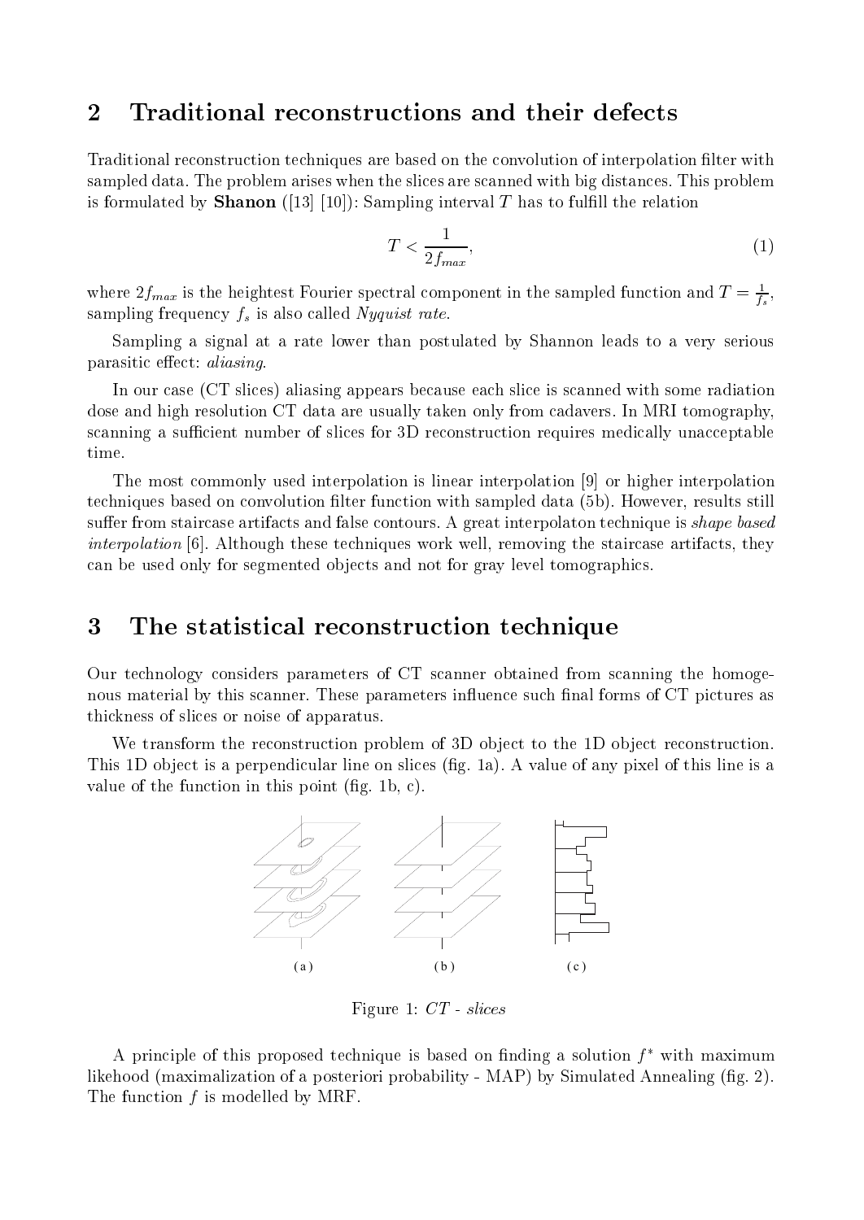## 2 Traditional reconstructions and their defects

Traditional reconstruction techniques are based on the convolution of interpolation filter with sampled data. The problem arises when the slices are scanned with big distances. This problem is formulated by **Shanon** ([13] [10]): Sampling interval $T$ has to fulfill the relation

$$T < \frac{1}{2f_{max}}, \tag{1}$$

where $2f_{max}$ is the heightest Fourier spectral component in the sampled function and $T = \frac{1}{f_s}$, sampling frequency $f_s$ is also called *Nyquist rate*.

Sampling a signal at a rate lower than postulated by Shannon leads to a very serious parasitic effect: *aliasing*.

In our case (CT slices) aliasing appears because each slice is scanned with some radiation dose and high resolution CT data are usually taken only from cadavers. In MRI tomography, scanning a sufficient number of slices for 3D reconstruction requires medically unacceptable time.

The most commonly used interpolation is linear interpolation [9] or higher interpolation techniques based on convolution filter function with sampled data (5b). However, results still suffer from staircase artifacts and false contours. A great interpolaton technique is *shape based interpolation* [6]. Although these techniques work well, removing the staircase artifacts, they can be used only for segmented objects and not for gray level tomographics.

## 3 The statistical reconstruction technique

Our technology considers parameters of CT scanner obtained from scanning the homogenous material by this scanner. These parameters influence such final forms of CT pictures as thickness of slices or noise of apparatus.

We transform the reconstruction problem of 3D object to the 1D object reconstruction. This 1D object is a perpendicular line on slices (fig. 1a). A value of any pixel of this line is a value of the function in this point (fig. 1b, c).

(a) (b) (c)

Figure 1: *CT - slices*

A principle of this proposed technique is based on finding a solution $f^*$ with maximum likehood (maximalization of a posteriori probability - MAP) by Simulated Annealing (fig. 2). The function $f$ is modelled by MRF.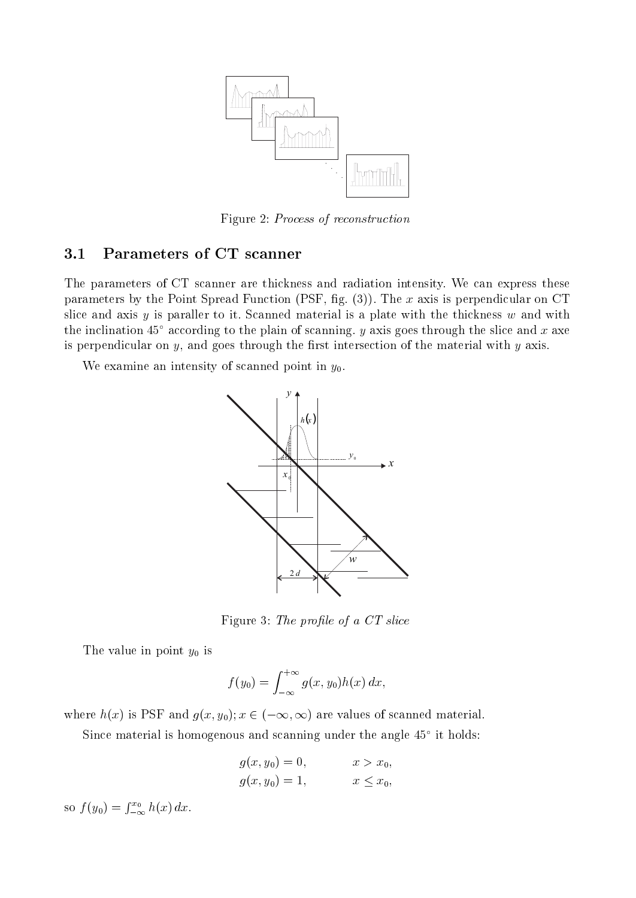Figure 2: *Process of reconstruction*

### 3.1 Parameters of CT scanner

The parameters of CT scanner are thickness and radiation intensity. We can express these parameters by the Point Spread Function (PSF, fig. (3)). The $x$ axis is perpendicular on CT slice and axis $y$ is paraller to it. Scanned material is a plate with the thickness $w$ and with the inclination $45^\circ$ according to the plain of scanning. $y$ axis goes through the slice and $x$ axe is perpendicular on $y$, and goes through the first intersection of the material with $y$ axis.

We examine an intensity of scanned point in $y_0$.

Figure 3: *The profile of a CT slice*

The value in point $y_0$ is

$$f(y_0) = \int_{-\infty}^{+\infty} g(x, y_0) h(x)\, dx,$$

where $h(x)$ is PSF and $g(x, y_0); x \in (-\infty, \infty)$ are values of scanned material.

Since material is homogenous and scanning under the angle $45^\circ$ it holds:

$$\begin{aligned} g(x, y_0) &= 0, \qquad & x > x_0, \\ g(x, y_0) &= 1, \qquad & x \leq x_0, \end{aligned}$$

so $f(y_0) = \int_{-\infty}^{x_0} h(x)\, dx$.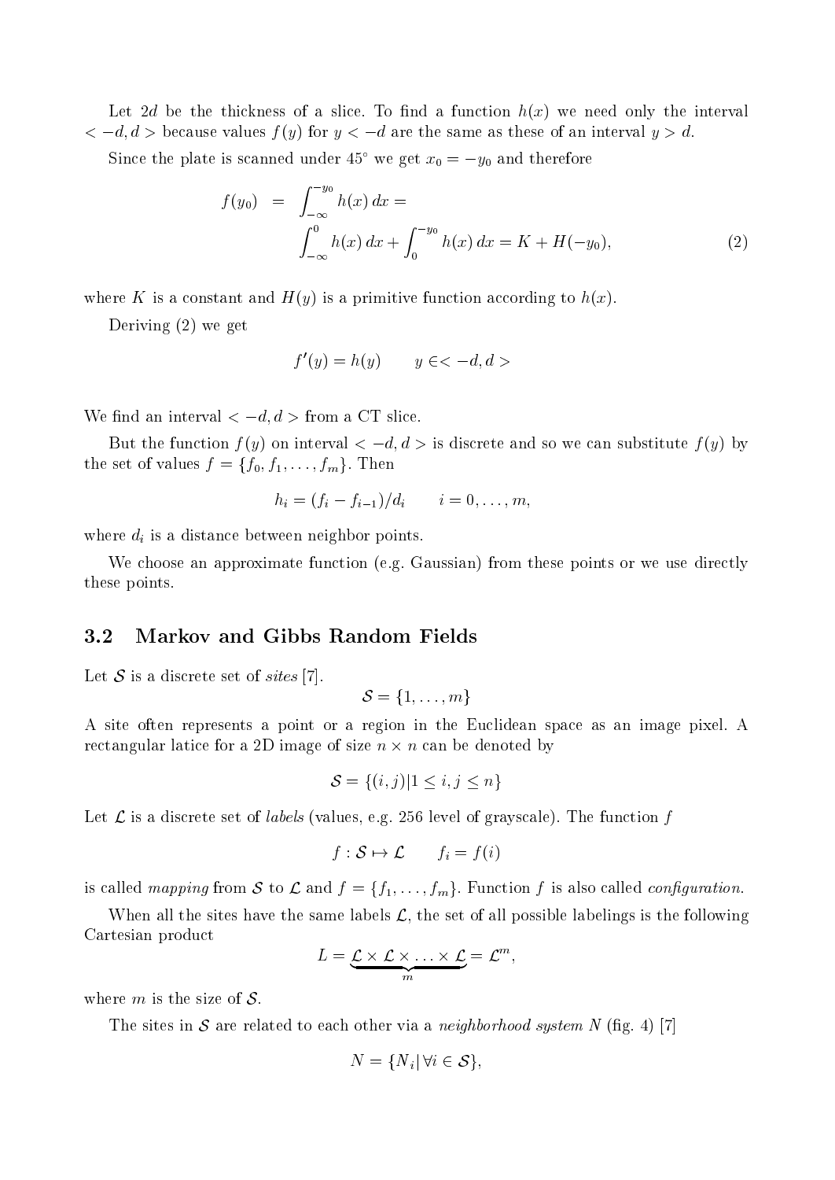Let $2d$ be the thickness of a slice. To find a function $h(x)$ we need only the interval $< -d, d >$ because values $f(y)$ for $y < -d$ are the same as these of an interval $y > d$.

Since the plate is scanned under $45^\circ$ we get $x_0 = -y_0$ and therefore

$$
\begin{aligned}
f(y_0) &= \int_{-\infty}^{-y_0} h(x)\,dx = \\
&\int_{-\infty}^{0} h(x)\,dx + \int_{0}^{-y_0} h(x)\,dx = K + H(-y_0),
\end{aligned} \tag{2}
$$

where $K$ is a constant and $H(y)$ is a primitive function according to $h(x)$.

Deriving (2) we get

$$
f'(y) = h(y) \qquad y \in < -d, d >
$$

We find an interval $< -d, d >$ from a CT slice.

But the function $f(y)$ on interval $< -d, d >$ is discrete and so we can substitute $f(y)$ by the set of values $f = \{f_0, f_1, \ldots, f_m\}$. Then

$$
h_i = (f_i - f_{i-1})/d_i \qquad i = 0, \ldots, m,
$$

where $d_i$ is a distance between neighbor points.

We choose an approximate function (e.g. Gaussian) from these points or we use directly these points.

### 3.2 Markov and Gibbs Random Fields

Let $\mathcal{S}$ is a discrete set of *sites* [7].

$$
\mathcal{S} = \{1, \ldots, m\}
$$

A site often represents a point or a region in the Euclidean space as an image pixel. A rectangular latice for a 2D image of size $n \times n$ can be denoted by

$$
\mathcal{S} = \{(i,j) | 1 \leq i, j \leq n\}
$$

Let $\mathcal{L}$ is a discrete set of *labels* (values, e.g. 256 level of grayscale). The function $f$

$$
f : \mathcal{S} \mapsto \mathcal{L} \qquad f_i = f(i)
$$

is called *mapping* from $\mathcal{S}$ to $\mathcal{L}$ and $f = \{f_1, \ldots, f_m\}$. Function $f$ is also called *configuration*.

When all the sites have the same labels $\mathcal{L}$, the set of all possible labelings is the following Cartesian product

$$
L = \underbrace{\mathcal{L} \times \mathcal{L} \times \ldots \times \mathcal{L}}_{m} = \mathcal{L}^m,
$$

where $m$ is the size of $\mathcal{S}$.

The sites in $\mathcal{S}$ are related to each other via a *neighborhood system* $N$ (fig. 4) [7]

$$
N = \{N_i | \forall i \in \mathcal{S}\},
$$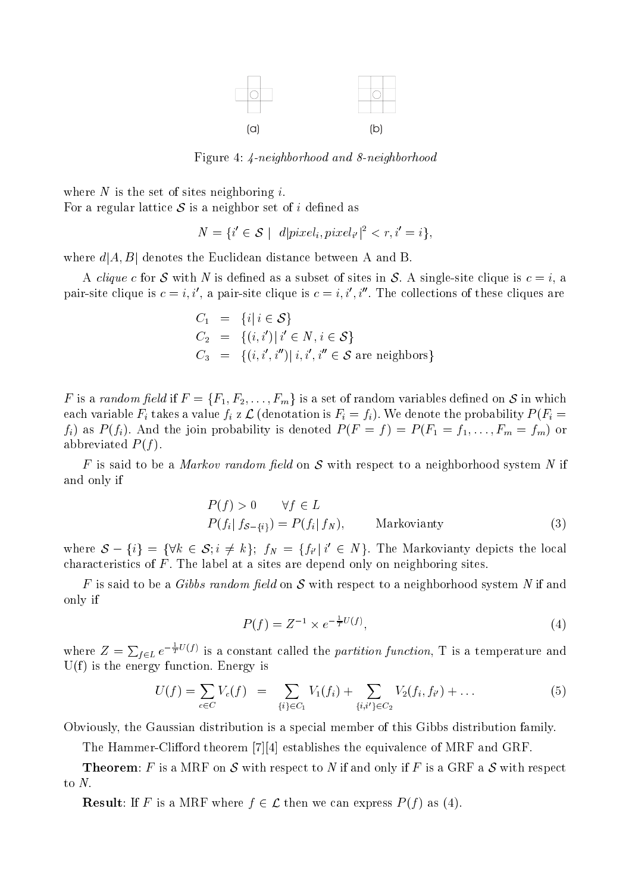(a) (b)

Figure 4: *4-neighborhood and 8-neighborhood*

where $N$ is the set of sites neighboring $i$.
For a regular lattice $\mathcal{S}$ is a neighbor set of $i$ defined as

$$N = \{i' \in \mathcal{S} \mid \ d|pixel_i, pixel_{i'}|^2 < r, i' = i\},$$

where $d|A, B|$ denotes the Euclidean distance between A and B.

A *clique* $c$ for $\mathcal{S}$ with $N$ is defined as a subset of sites in $\mathcal{S}$. A single-site clique is $c = i$, a pair-site clique is $c = i, i'$, a pair-site clique is $c = i, i', i''$. The collections of these cliques are

$$\begin{aligned} C_1 &= \{i \mid i \in \mathcal{S}\} \\ C_2 &= \{(i, i') \mid i' \in N, i \in \mathcal{S}\} \\ C_3 &= \{(i, i', i'') \mid i, i', i'' \in \mathcal{S} \text{ are neighbors}\} \end{aligned}$$

$F$ is a *random field* if $F = \{F_1, F_2, \ldots, F_m\}$ is a set of random variables defined on $\mathcal{S}$ in which each variable $F_i$ takes a value $f_i$ z $\mathcal{L}$ (denotation is $F_i = f_i$). We denote the probability $P(F_i = f_i)$ as $P(f_i)$. And the join probability is denoted $P(F = f) = P(F_1 = f_1, \ldots, F_m = f_m)$ or abbreviated $P(f)$.

$F$ is said to be a *Markov random field* on $\mathcal{S}$ with respect to a neighborhood system $N$ if and only if

$$\begin{aligned} &P(f) > 0 \qquad \forall f \in L \\ &P(f_i \mid f_{\mathcal{S}-\{i\}}) = P(f_i \mid f_N), \qquad \text{Markovianty} \end{aligned} \tag{3}$$

where $\mathcal{S} - \{i\} = \{\forall k \in \mathcal{S}; i \neq k\}$; $f_N = \{f_{i'} \mid i' \in N\}$. The Markovianty depicts the local characteristics of $F$. The label at a sites are depend only on neighboring sites.

$F$ is said to be a *Gibbs random field* on $\mathcal{S}$ with respect to a neighborhood system $N$ if and only if

$$P(f) = Z^{-1} \times e^{-\frac{1}{T}U(f)}, \tag{4}$$

where $Z = \sum_{f \in L} e^{-\frac{1}{T}U(f)}$ is a constant called the *partition function*, T is a temperature and U(f) is the energy function. Energy is

$$U(f) = \sum_{c \in C} V_c(f) \ = \ \sum_{\{i\} \in C_1} V_1(f_i) + \sum_{\{i,i'\} \in C_2} V_2(f_i, f_{i'}) + \ldots \tag{5}$$

Obviously, the Gaussian distribution is a special member of this Gibbs distribution family.

The Hammer-Clifford theorem [7][4] establishes the equivalence of MRF and GRF.

**Theorem**: $F$ is a MRF on $\mathcal{S}$ with respect to $N$ if and only if $F$ is a GRF a $\mathcal{S}$ with respect to $N$.

**Result**: If $F$ is a MRF where $f \in \mathcal{L}$ then we can express $P(f)$ as (4).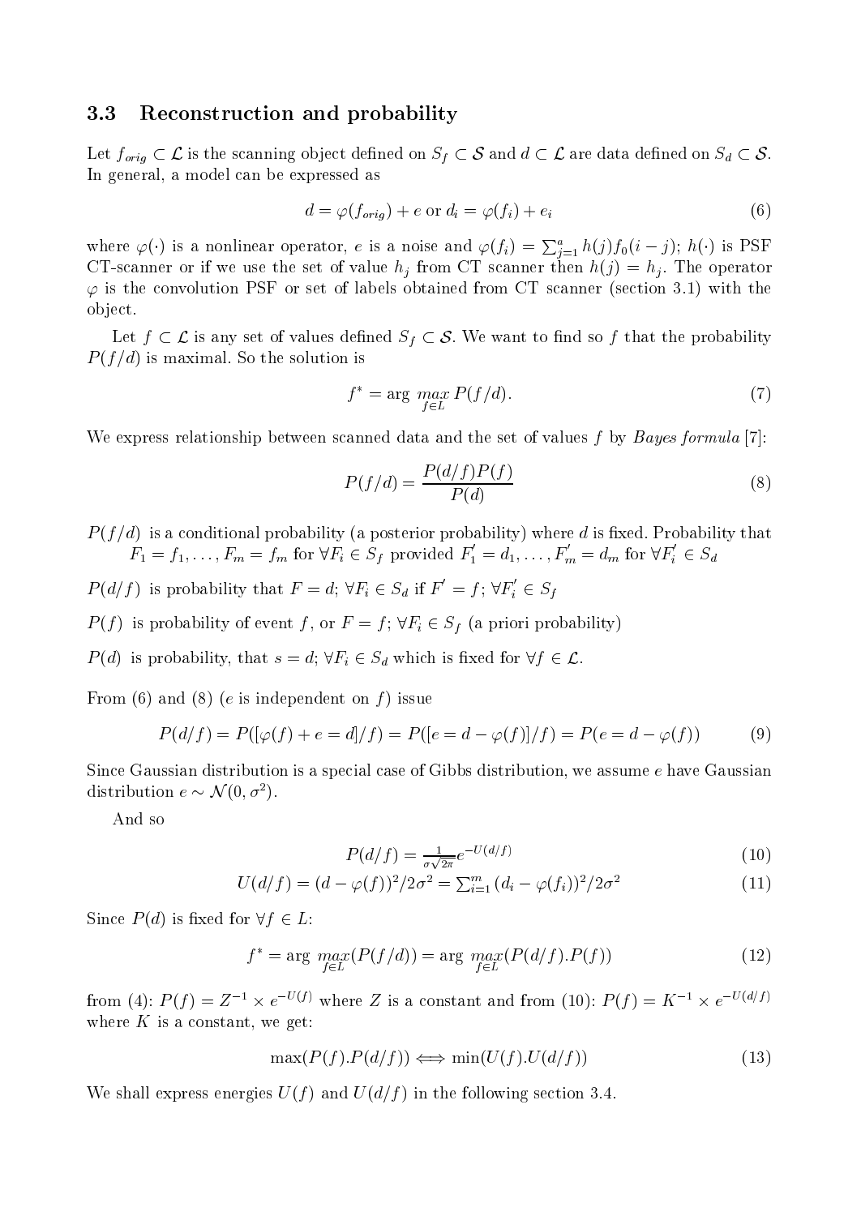### 3.3 Reconstruction and probability

Let $f_{orig} \subset \mathcal{L}$ is the scanning object defined on $S_f \subset \mathcal{S}$ and $d \subset \mathcal{L}$ are data defined on $S_d \subset \mathcal{S}$. In general, a model can be expressed as

$$d = \varphi(f_{orig}) + e \text{ or } d_i = \varphi(f_i) + e_i \tag{6}$$

where $\varphi(\cdot)$ is a nonlinear operator, $e$ is a noise and $\varphi(f_i) = \sum_{j=1}^{a} h(j) f_0(i-j)$; $h(\cdot)$ is PSF CT-scanner or if we use the set of value $h_j$ from CT scanner then $h(j) = h_j$. The operator $\varphi$ is the convolution PSF or set of labels obtained from CT scanner (section 3.1) with the object.

Let $f \subset \mathcal{L}$ is any set of values defined $S_f \subset \mathcal{S}$. We want to find so $f$ that the probability $P(f/d)$ is maximal. So the solution is

$$f^* = \arg \max_{f \in L} P(f/d). \tag{7}$$

We express relationship between scanned data and the set of values $f$ by *Bayes formula* [7]:

$$P(f/d) = \frac{P(d/f)P(f)}{P(d)} \tag{8}$$

$P(f/d)$ is a conditional probability (a posterior probability) where $d$ is fixed. Probability that $F_1 = f_1, \ldots, F_m = f_m$ for $\forall F_i \in S_f$ provided $F_1^{'} = d_1, \ldots, F_m^{'} = d_m$ for $\forall F_i^{'} \in S_d$

$P(d/f)$ is probability that $F = d$; $\forall F_i \in S_d$ if $F^{'} = f$; $\forall F_i^{'} \in S_f$

$P(f)$ is probability of event $f$, or $F = f$; $\forall F_i \in S_f$ (a priori probability)

$P(d)$ is probability, that $s = d$; $\forall F_i \in S_d$ which is fixed for $\forall f \in \mathcal{L}$.

From (6) and (8) ($e$ is independent on $f$) issue

$$P(d/f) = P([\varphi(f) + e = d]/f) = P([e = d - \varphi(f)]/f) = P(e = d - \varphi(f)) \tag{9}$$

Since Gaussian distribution is a special case of Gibbs distribution, we assume $e$ have Gaussian distribution $e \sim \mathcal{N}(0, \sigma^2)$.

And so

$$P(d/f) = \frac{1}{\sigma\sqrt{2\pi}} e^{-U(d/f)} \tag{10}$$

$$U(d/f) = (d - \varphi(f))^2 / 2\sigma^2 = \sum_{i=1}^{m} (d_i - \varphi(f_i))^2 / 2\sigma^2 \tag{11}$$

Since $P(d)$ is fixed for $\forall f \in L$:

$$f^* = \arg \max_{f \in L}(P(f/d)) = \arg \max_{f \in L}(P(d/f).P(f)) \tag{12}$$

from (4): $P(f) = Z^{-1} \times e^{-U(f)}$ where $Z$ is a constant and from (10): $P(f) = K^{-1} \times e^{-U(d/f)}$ where $K$ is a constant, we get:

$$\max(P(f).P(d/f)) \Longleftrightarrow \min(U(f).U(d/f)) \tag{13}$$

We shall express energies $U(f)$ and $U(d/f)$ in the following section 3.4.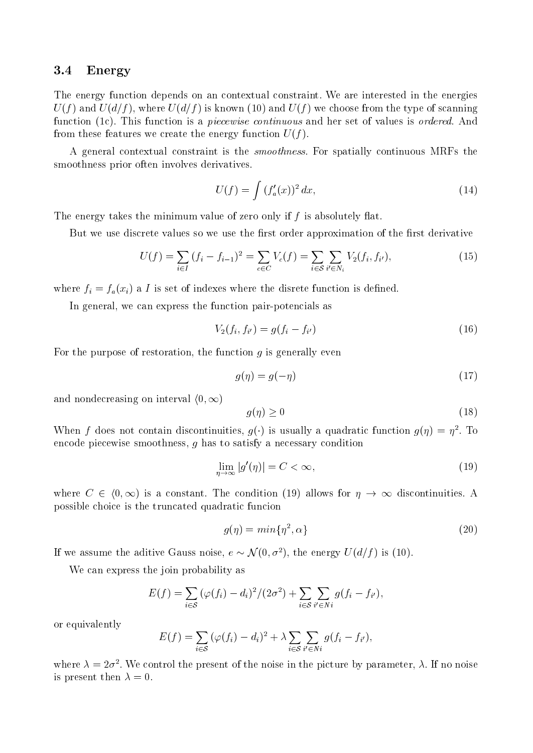### 3.4 Energy

The energy function depends on an contextual constraint. We are interested in the energies $U(f)$ and $U(d/f)$, where $U(d/f)$ is known (10) and $U(f)$ we choose from the type of scanning function (1c). This function is a *piecewise continuous* and her set of values is *ordered*. And from these features we create the energy function $U(f)$.

A general contextual constraint is the *smoothness*. For spatially continuous MRFs the smoothness prior often involves derivatives.

$$U(f) = \int (f_a'(x))^2 \, dx, \tag{14}$$

The energy takes the minimum value of zero only if $f$ is absolutely flat.

But we use discrete values so we use the first order approximation of the first derivative

$$U(f) = \sum_{i \in I} (f_i - f_{i-1})^2 = \sum_{c \in C} V_c(f) = \sum_{i \in \mathcal{S}} \sum_{i' \in N_i} V_2(f_i, f_{i'}), \tag{15}$$

where $f_i = f_a(x_i)$ a $I$ is set of indexes where the disrete function is defined.

In general, we can express the function pair-potencials as

$$V_2(f_i, f_{i'}) = g(f_i - f_{i'}) \tag{16}$$

For the purpose of restoration, the function $g$ is generally even

$$g(\eta) = g(-\eta) \tag{17}$$

and nondecreasing on interval $\langle 0, \infty)$

$$g(\eta) \geq 0 \tag{18}$$

When $f$ does not contain discontinuities, $g(\cdot)$ is usually a quadratic function $g(\eta) = \eta^2$. To encode piecewise smoothness, $g$ has to satisfy a necessary condition

$$\lim_{\eta \to \infty} |g'(\eta)| = C < \infty, \tag{19}$$

where $C \in \langle 0, \infty)$ is a constant. The condition (19) allows for $\eta \to \infty$ discontinuities. A possible choice is the truncated quadratic funcion

$$g(\eta) = min\{\eta^2, \alpha\} \tag{20}$$

If we assume the aditive Gauss noise, $e \sim \mathcal{N}(0, \sigma^2)$, the energy $U(d/f)$ is (10).

We can express the join probability as

$$E(f) = \sum_{i \in \mathcal{S}} (\varphi(f_i) - d_i)^2 / (2\sigma^2) + \sum_{i \in \mathcal{S}} \sum_{i' \in Ni} g(f_i - f_{i'}),$$

or equivalently

$$E(f) = \sum_{i \in \mathcal{S}} (\varphi(f_i) - d_i)^2 + \lambda \sum_{i \in \mathcal{S}} \sum_{i' \in Ni} g(f_i - f_{i'}),$$

where $\lambda = 2\sigma^2$. We control the present of the noise in the picture by parameter, $\lambda$. If no noise is present then $\lambda = 0$.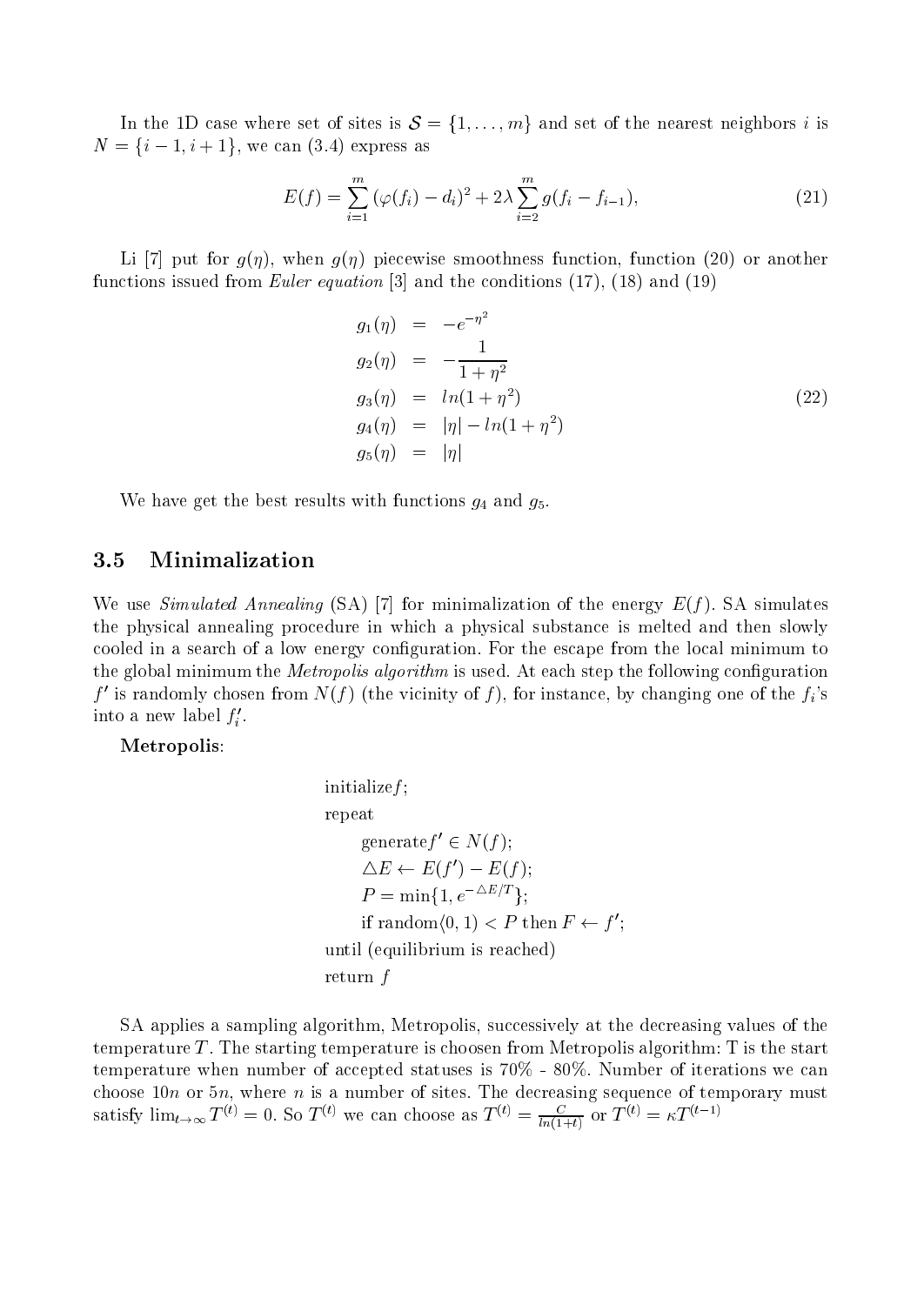In the 1D case where set of sites is $\mathcal{S} = \{1, \ldots, m\}$ and set of the nearest neighbors $i$ is $N = \{i-1, i+1\}$, we can (3.4) express as

$$E(f) = \sum_{i=1}^{m} (\varphi(f_i) - d_i)^2 + 2\lambda \sum_{i=2}^{m} g(f_i - f_{i-1}), \tag{21}$$

Li [7] put for $g(\eta)$, when $g(\eta)$ piecewise smoothness function, function (20) or another functions issued from *Euler equation* [3] and the conditions (17), (18) and (19)

$$\begin{aligned} g_1(\eta) &= -e^{-\eta^2} \\ g_2(\eta) &= -\frac{1}{1+\eta^2} \\ g_3(\eta) &= ln(1+\eta^2) \\ g_4(\eta) &= |\eta| - ln(1+\eta^2) \\ g_5(\eta) &= |\eta| \end{aligned} \tag{22}$$

We have get the best results with functions $g_4$ and $g_5$.

### 3.5 Minimalization

We use *Simulated Annealing* (SA) [7] for minimalization of the energy $E(f)$. SA simulates the physical annealing procedure in which a physical substance is melted and then slowly cooled in a search of a low energy configuration. For the escape from the local minimum to the global minimum the *Metropolis algorithm* is used. At each step the following configuration $f'$ is randomly chosen from $N(f)$ (the vicinity of $f$), for instance, by changing one of the $f_i$'s into a new label $f_i'$.

**Metropolis**:

```
initialize f;
repeat
    generate f' ∈ N(f);
    △E ← E(f') − E(f);
    P = min{1, e^(−△E/T)};
    if random⟨0, 1) < P then F ← f';
until (equilibrium is reached)
return f
```

SA applies a sampling algorithm, Metropolis, successively at the decreasing values of the temperature $T$. The starting temperature is choosen from Metropolis algorithm: T is the start temperature when number of accepted statuses is 70% - 80%. Number of iterations we can choose $10n$ or $5n$, where $n$ is a number of sites. The decreasing sequence of temporary must satisfy $\lim_{t\to\infty} T^{(t)} = 0$. So $T^{(t)}$ we can choose as $T^{(t)} = \frac{C}{ln(1+t)}$ or $T^{(t)} = \kappa T^{(t-1)}$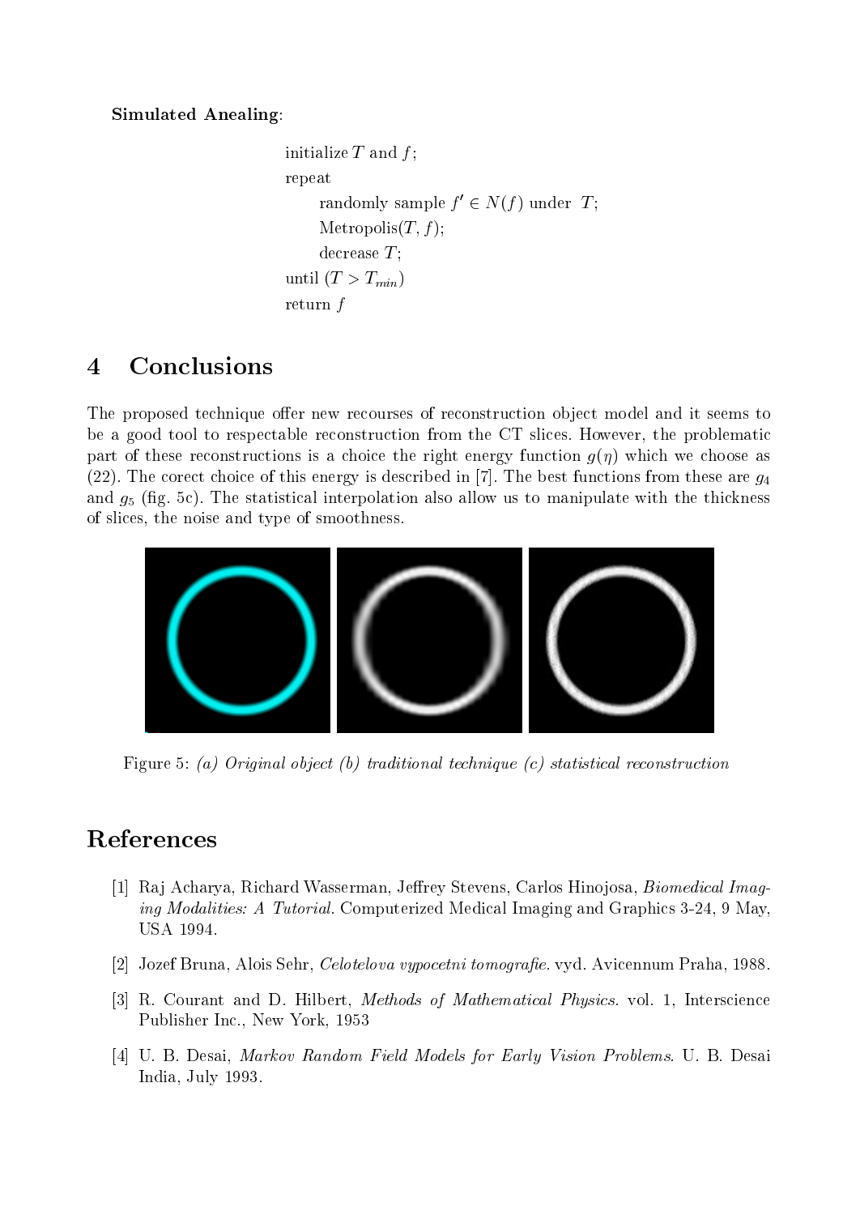**Simulated Anealing**:

```
initialize T and f;
repeat
    randomly sample f' ∈ N(f) under T;
    Metropolis(T, f);
    decrease T;
until (T > T_min)
return f
```

# 4 Conclusions

The proposed technique offer new recourses of reconstruction object model and it seems to be a good tool to respectable reconstruction from the CT slices. However, the problematic part of these reconstructions is a choice the right energy function $g(\eta)$ which we choose as (22). The corect choice of this energy is described in [7]. The best functions from these are $g_4$ and $g_5$ (fig. 5c). The statistical interpolation also allow us to manipulate with the thickness of slices, the noise and type of smoothness.

Figure 5: *(a) Original object (b) traditional technique (c) statistical reconstruction*

# References

[1] Raj Acharya, Richard Wasserman, Jeffrey Stevens, Carlos Hinojosa, *Biomedical Imaging Modalities: A Tutorial*. Computerized Medical Imaging and Graphics 3-24, 9 May, USA 1994.

[2] Jozef Bruna, Alois Sehr, *Celotelova vypocetni tomografie*. vyd. Avicennum Praha, 1988.

[3] R. Courant and D. Hilbert, *Methods of Mathematical Physics*. vol. 1, Interscience Publisher Inc., New York, 1953

[4] U. B. Desai, *Markov Random Field Models for Early Vision Problems*. U. B. Desai India, July 1993.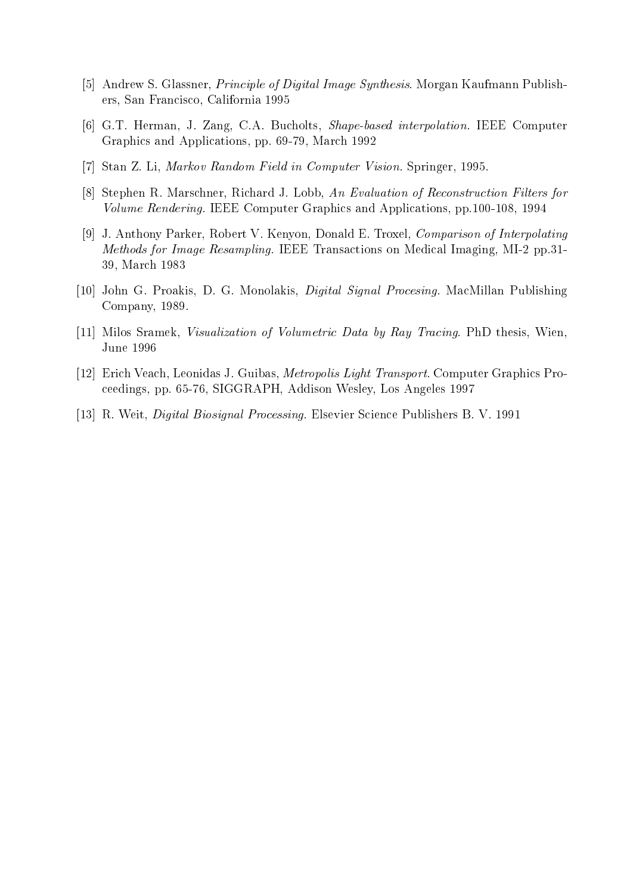[5] Andrew S. Glassner, *Principle of Digital Image Synthesis*. Morgan Kaufmann Publishers, San Francisco, California 1995

[6] G.T. Herman, J. Zang, C.A. Bucholts, *Shape-based interpolation.* IEEE Computer Graphics and Applications, pp. 69-79, March 1992

[7] Stan Z. Li, *Markov Random Field in Computer Vision.* Springer, 1995.

[8] Stephen R. Marschner, Richard J. Lobb, *An Evaluation of Reconstruction Filters for Volume Rendering.* IEEE Computer Graphics and Applications, pp.100-108, 1994

[9] J. Anthony Parker, Robert V. Kenyon, Donald E. Troxel, *Comparison of Interpolating Methods for Image Resampling.* IEEE Transactions on Medical Imaging, MI-2 pp.31-39, March 1983

[10] John G. Proakis, D. G. Monolakis, *Digital Signal Procesing.* MacMillan Publishing Company, 1989.

[11] Milos Sramek, *Visualization of Volumetric Data by Ray Tracing*. PhD thesis, Wien, June 1996

[12] Erich Veach, Leonidas J. Guibas, *Metropolis Light Transport.* Computer Graphics Proceedings, pp. 65-76, SIGGRAPH, Addison Wesley, Los Angeles 1997

[13] R. Weit, *Digital Biosignal Processing.* Elsevier Science Publishers B. V. 1991